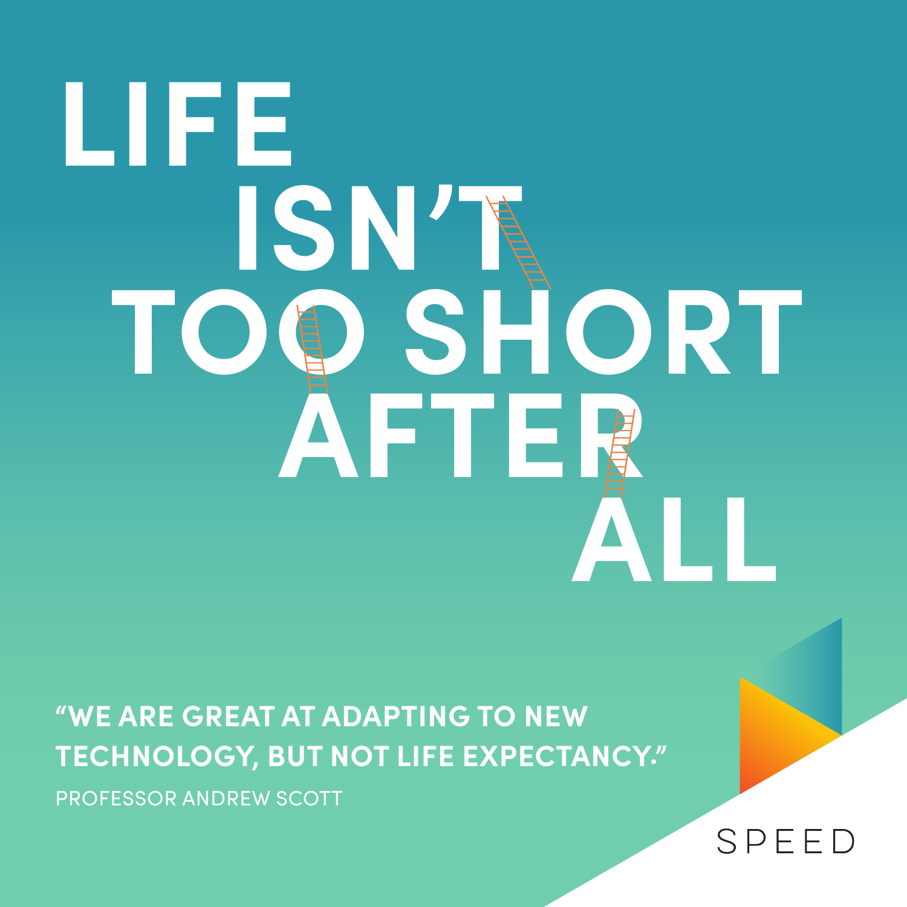# LIFE ISN'T TOO SHORT AFTER ALL

**"WE ARE GREAT AT ADAPTING TO NEW TECHNOLOGY, BUT NOT LIFE EXPECTANCY."**

PROFESSOR ANDREW SCOTT

SPEED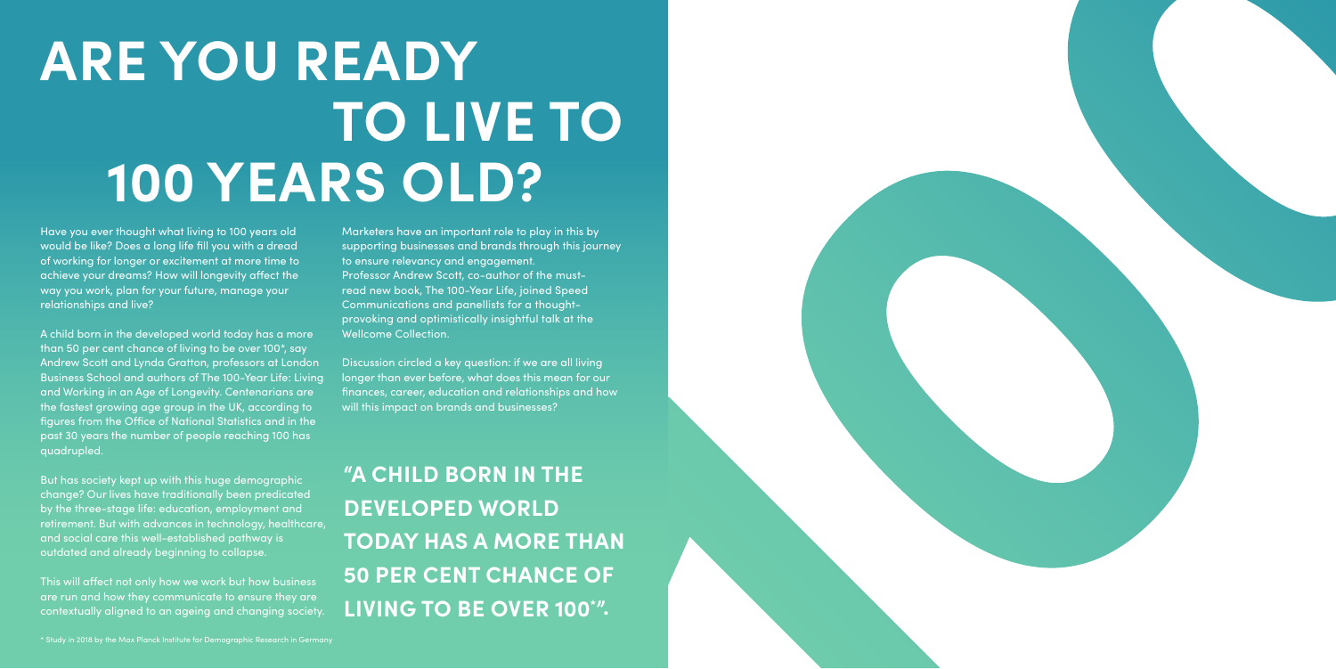# ARE YOU READY TO LIVE TO 100 YEARS OLD?

Have you ever thought what living to 100 years old would be like? Does a long life fill you with a dread of working for longer or excitement at more time to achieve your dreams? How will longevity affect the way you work, plan for your future, manage your relationships and live?

A child born in the developed world today has a more than 50 per cent chance of living to be over 100*, say Andrew Scott and Lynda Gratton, professors at London Business School and authors of The 100-Year Life: Living and Working in an Age of Longevity. Centenarians are the fastest growing age group in the UK, according to figures from the Office of National Statistics and in the past 30 years the number of people reaching 100 has quadrupled.

But has society kept up with this huge demographic change? Our lives have traditionally been predicated by the three-stage life: education, employment and retirement. But with advances in technology, healthcare, and social care this well-established pathway is outdated and already beginning to collapse.

This will affect not only how we work but how business are run and how they communicate to ensure they are contextually aligned to an ageing and changing society.

Marketers have an important role to play in this by supporting businesses and brands through this journey to ensure relevancy and engagement. Professor Andrew Scott, co-author of the must-read new book, The 100-Year Life, joined Speed Communications and panellists for a thought-provoking and optimistically insightful talk at the Wellcome Collection.

Discussion circled a key question: if we are all living longer than ever before, what does this mean for our finances, career, education and relationships and how will this impact on brands and businesses?

**"A CHILD BORN IN THE DEVELOPED WORLD TODAY HAS A MORE THAN 50 PER CENT CHANCE OF LIVING TO BE OVER 100*".**

* Study in 2018 by the Max Planck Institute for Demographic Research in Germany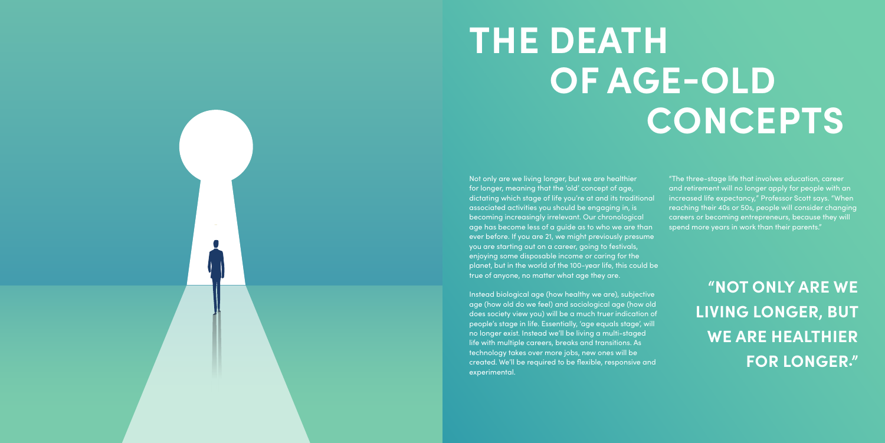# THE DEATH OF AGE-OLD CONCEPTS

Not only are we living longer, but we are healthier for longer, meaning that the 'old' concept of age, dictating which stage of life you're at and its traditional associated activities you should be engaging in, is becoming increasingly irrelevant. Our chronological age has become less of a guide as to who we are than ever before. If you are 21, we might previously presume you are starting out on a career, going to festivals, enjoying some disposable income or caring for the planet, but in the world of the 100-year life, this could be true of anyone, no matter what age they are.

Instead biological age (how healthy we are), subjective age (how old do we feel) and sociological age (how old does society view you) will be a much truer indication of people's stage in life. Essentially, 'age equals stage', will no longer exist. Instead we'll be living a multi-staged life with multiple careers, breaks and transitions. As technology takes over more jobs, new ones will be created. We'll be required to be flexible, responsive and experimental.

"The three-stage life that involves education, career and retirement will no longer apply for people with an increased life expectancy," Professor Scott says. "When reaching their 40s or 50s, people will consider changing careers or becoming entrepreneurs, because they will spend more years in work than their parents."

**"NOT ONLY ARE WE LIVING LONGER, BUT WE ARE HEALTHIER FOR LONGER."**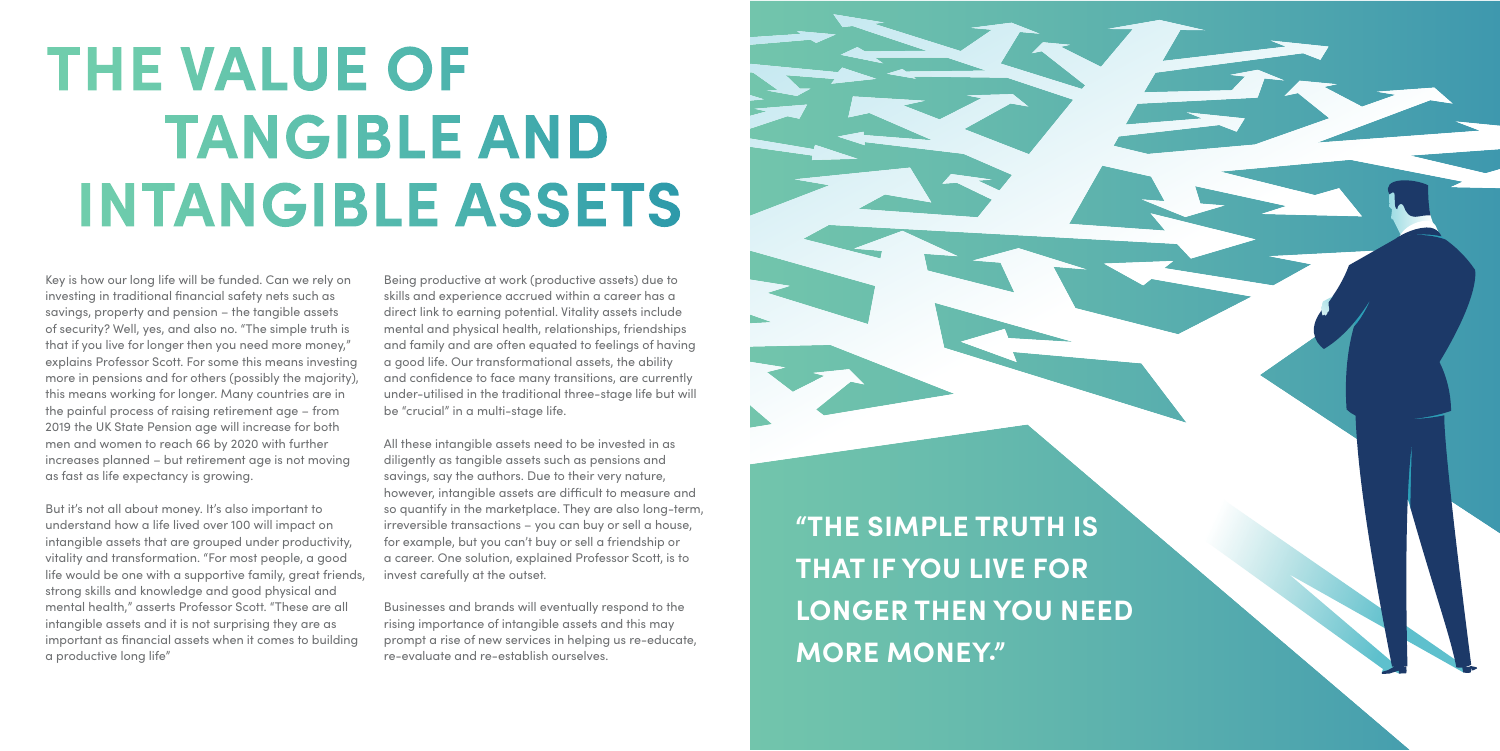# THE VALUE OF TANGIBLE AND INTANGIBLE ASSETS

Key is how our long life will be funded. Can we rely on investing in traditional financial safety nets such as savings, property and pension – the tangible assets of security? Well, yes, and also no. "The simple truth is that if you live for longer then you need more money," explains Professor Scott. For some this means investing more in pensions and for others (possibly the majority), this means working for longer. Many countries are in the painful process of raising retirement age – from 2019 the UK State Pension age will increase for both men and women to reach 66 by 2020 with further increases planned – but retirement age is not moving as fast as life expectancy is growing.

But it's not all about money. It's also important to understand how a life lived over 100 will impact on intangible assets that are grouped under productivity, vitality and transformation. "For most people, a good life would be one with a supportive family, great friends, strong skills and knowledge and good physical and mental health," asserts Professor Scott. "These are all intangible assets and it is not surprising they are as important as financial assets when it comes to building a productive long life"

Being productive at work (productive assets) due to skills and experience accrued within a career has a direct link to earning potential. Vitality assets include mental and physical health, relationships, friendships and family and are often equated to feelings of having a good life. Our transformational assets, the ability and confidence to face many transitions, are currently under-utilised in the traditional three-stage life but will be "crucial" in a multi-stage life.

All these intangible assets need to be invested in as diligently as tangible assets such as pensions and savings, say the authors. Due to their very nature, however, intangible assets are difficult to measure and so quantify in the marketplace. They are also long-term, irreversible transactions – you can buy or sell a house, for example, but you can't buy or sell a friendship or a career. One solution, explained Professor Scott, is to invest carefully at the outset.

Businesses and brands will eventually respond to the rising importance of intangible assets and this may prompt a rise of new services in helping us re-educate, re-evaluate and re-establish ourselves.

**"THE SIMPLE TRUTH IS THAT IF YOU LIVE FOR LONGER THEN YOU NEED MORE MONEY."**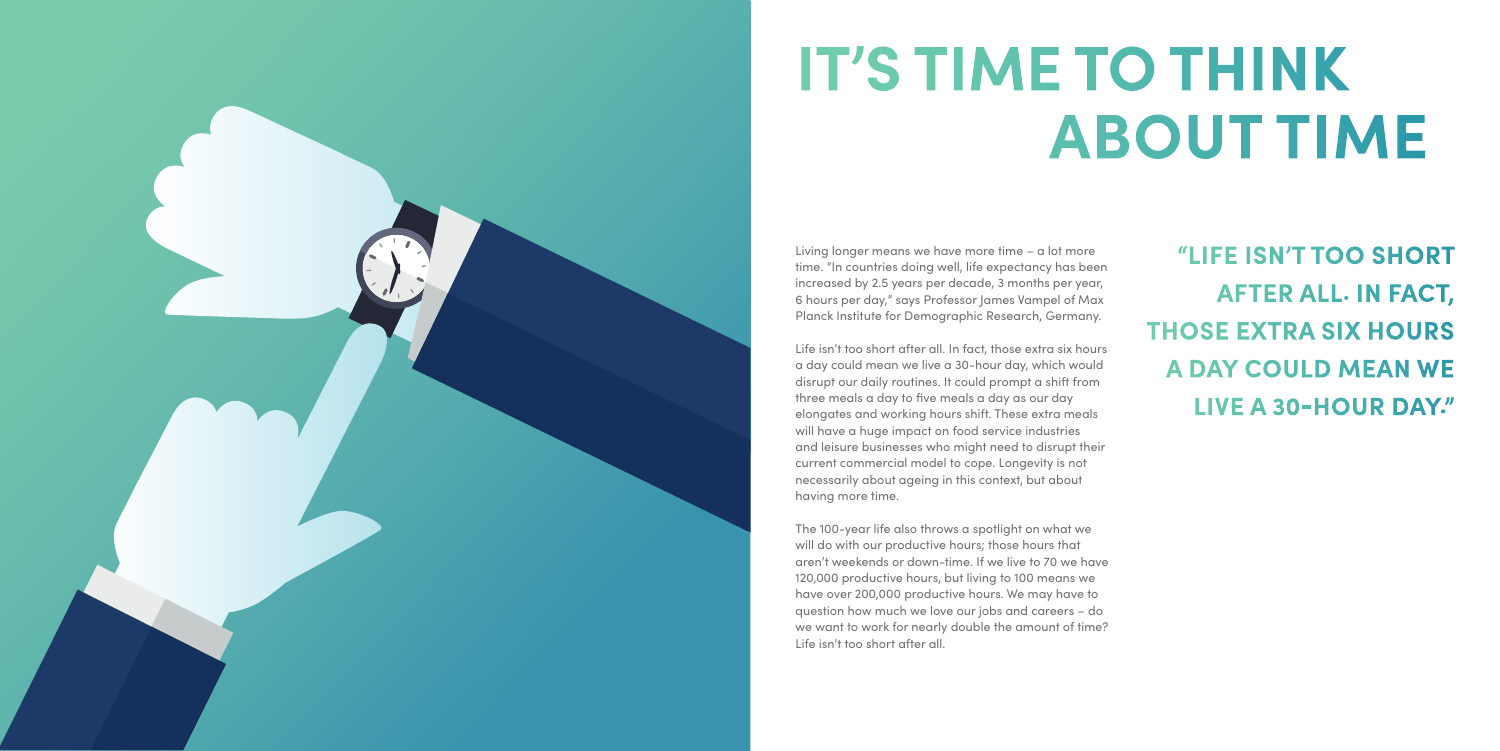# IT'S TIME TO THINK ABOUT TIME

Living longer means we have more time – a lot more time. "In countries doing well, life expectancy has been increased by 2.5 years per decade, 3 months per year, 6 hours per day," says Professor James Vampel of Max Planck Institute for Demographic Research, Germany.

Life isn't too short after all. In fact, those extra six hours a day could mean we live a 30-hour day, which would disrupt our daily routines. It could prompt a shift from three meals a day to five meals a day as our day elongates and working hours shift. These extra meals will have a huge impact on food service industries and leisure businesses who might need to disrupt their current commercial model to cope. Longevity is not necessarily about ageing in this context, but about having more time.

The 100-year life also throws a spotlight on what we will do with our productive hours; those hours that aren't weekends or down-time. If we live to 70 we have 120,000 productive hours, but living to 100 means we have over 200,000 productive hours. We may have to question how much we love our jobs and careers – do we want to work for nearly double the amount of time? Life isn't too short after all.

**"LIFE ISN'T TOO SHORT AFTER ALL. IN FACT, THOSE EXTRA SIX HOURS A DAY COULD MEAN WE LIVE A 30-HOUR DAY."**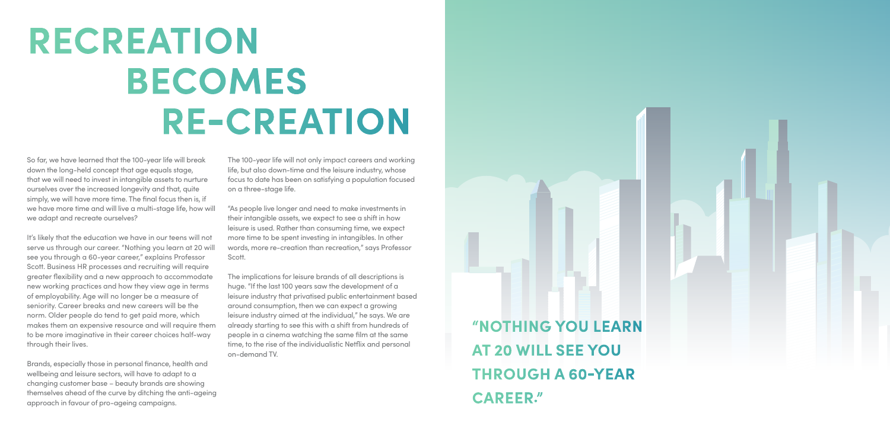# RECREATION BECOMES RE-CREATION

So far, we have learned that the 100-year life will break down the long-held concept that age equals stage, that we will need to invest in intangible assets to nurture ourselves over the increased longevity and that, quite simply, we will have more time. The final focus then is, if we have more time and will live a multi-stage life, how will we adapt and recreate ourselves?

It's likely that the education we have in our teens will not serve us through our career. "Nothing you learn at 20 will see you through a 60-year career," explains Professor Scott. Business HR processes and recruiting will require greater flexibility and a new approach to accommodate new working practices and how they view age in terms of employability. Age will no longer be a measure of seniority. Career breaks and new careers will be the norm. Older people do tend to get paid more, which makes them an expensive resource and will require them to be more imaginative in their career choices half-way through their lives.

Brands, especially those in personal finance, health and wellbeing and leisure sectors, will have to adapt to a changing customer base – beauty brands are showing themselves ahead of the curve by ditching the anti-ageing approach in favour of pro-ageing campaigns.

The 100-year life will not only impact careers and working life, but also down-time and the leisure industry, whose focus to date has been on satisfying a population focused on a three-stage life.

"As people live longer and need to make investments in their intangible assets, we expect to see a shift in how leisure is used. Rather than consuming time, we expect more time to be spent investing in intangibles. In other words, more re-creation than recreation," says Professor Scott.

The implications for leisure brands of all descriptions is huge. "If the last 100 years saw the development of a leisure industry that privatised public entertainment based around consumption, then we can expect a growing leisure industry aimed at the individual," he says. We are already starting to see this with a shift from hundreds of people in a cinema watching the same film at the same time, to the rise of the individualistic Netflix and personal on-demand TV.

**"NOTHING YOU LEARN AT 20 WILL SEE YOU THROUGH A 60-YEAR CAREER."**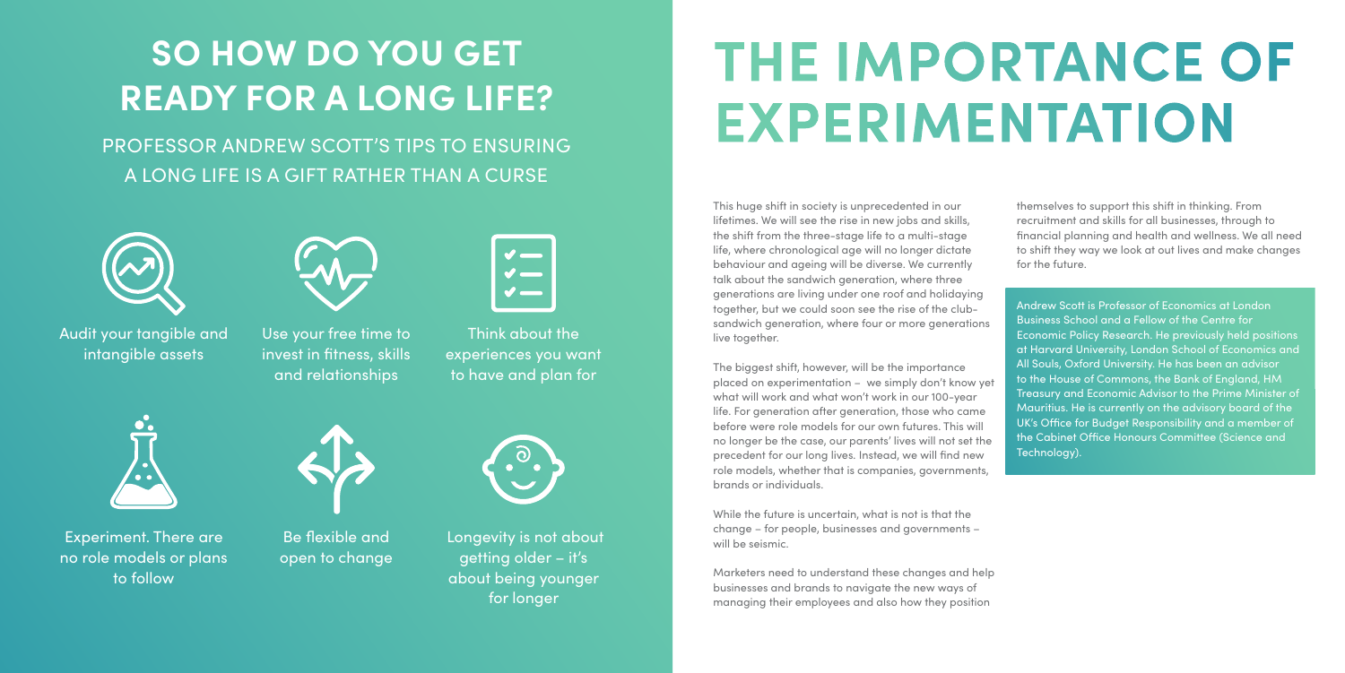## SO HOW DO YOU GET READY FOR A LONG LIFE?

PROFESSOR ANDREW SCOTT'S TIPS TO ENSURING A LONG LIFE IS A GIFT RATHER THAN A CURSE

- Audit your tangible and intangible assets
- Use your free time to invest in fitness, skills and relationships
- Think about the experiences you want to have and plan for
- Experiment. There are no role models or plans to follow
- Be flexible and open to change
- Longevity is not about getting older – it's about being younger for longer

# THE IMPORTANCE OF EXPERIMENTATION

This huge shift in society is unprecedented in our lifetimes. We will see the rise in new jobs and skills, the shift from the three-stage life to a multi-stage life, where chronological age will no longer dictate behaviour and ageing will be diverse. We currently talk about the sandwich generation, where three generations are living under one roof and holidaying together, but we could soon see the rise of the club-sandwich generation, where four or more generations live together.

The biggest shift, however, will be the importance placed on experimentation – we simply don't know yet what will work and what won't work in our 100-year life. For generation after generation, those who came before were role models for our own futures. This will no longer be the case, our parents' lives will not set the precedent for our long lives. Instead, we will find new role models, whether that is companies, governments, brands or individuals.

While the future is uncertain, what is not is that the change – for people, businesses and governments – will be seismic.

Marketers need to understand these changes and help businesses and brands to navigate the new ways of managing their employees and also how they position themselves to support this shift in thinking. From recruitment and skills for all businesses, through to financial planning and health and wellness. We all need to shift they way we look at out lives and make changes for the future.

Andrew Scott is Professor of Economics at London Business School and a Fellow of the Centre for Economic Policy Research. He previously held positions at Harvard University, London School of Economics and All Souls, Oxford University. He has been an advisor to the House of Commons, the Bank of England, HM Treasury and Economic Advisor to the Prime Minister of Mauritius. He is currently on the advisory board of the UK's Office for Budget Responsibility and a member of the Cabinet Office Honours Committee (Science and Technology).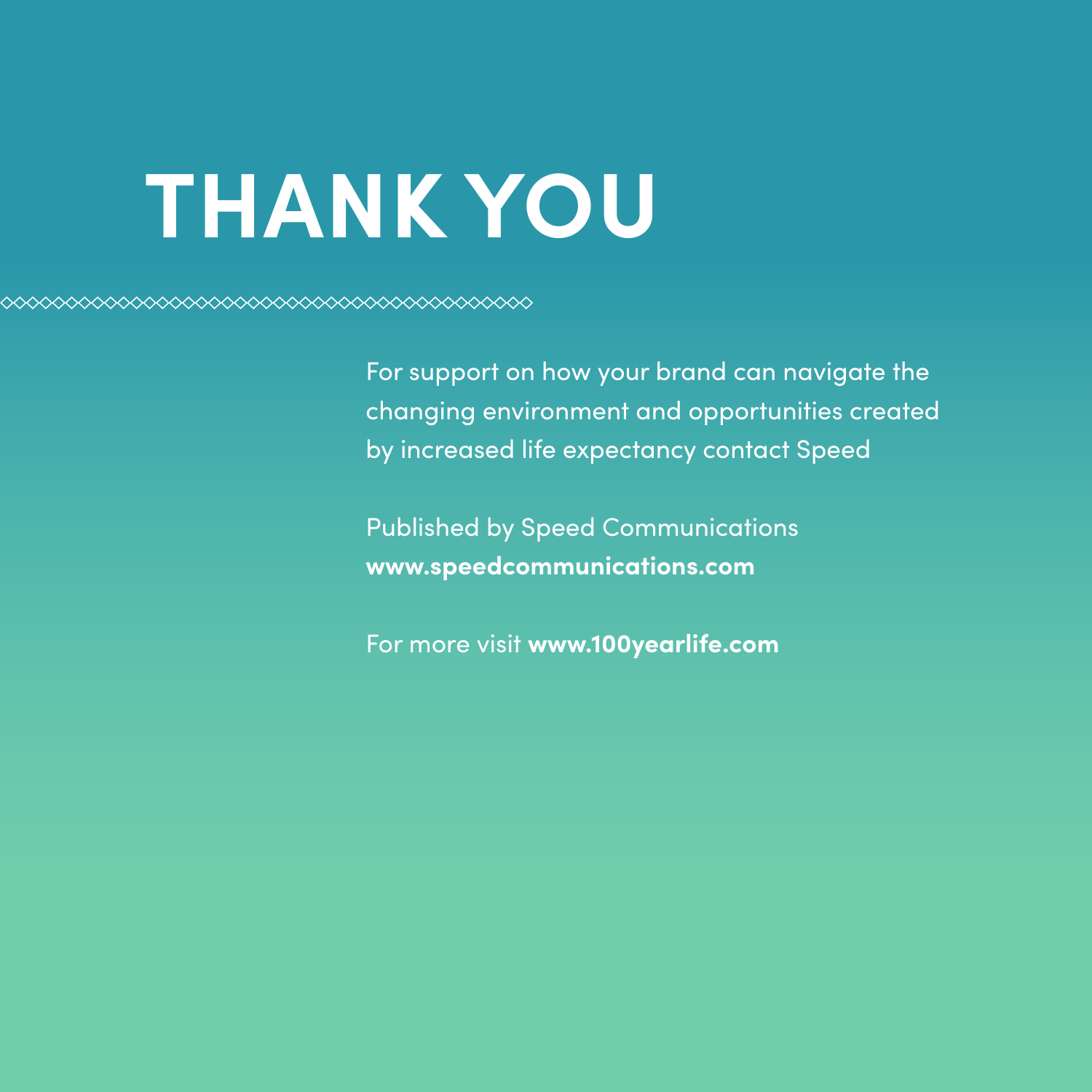# THANK YOU

For support on how your brand can navigate the changing environment and opportunities created by increased life expectancy contact Speed

Published by Speed Communications
**www.speedcommunications.com**

For more visit **www.100yearlife.com**